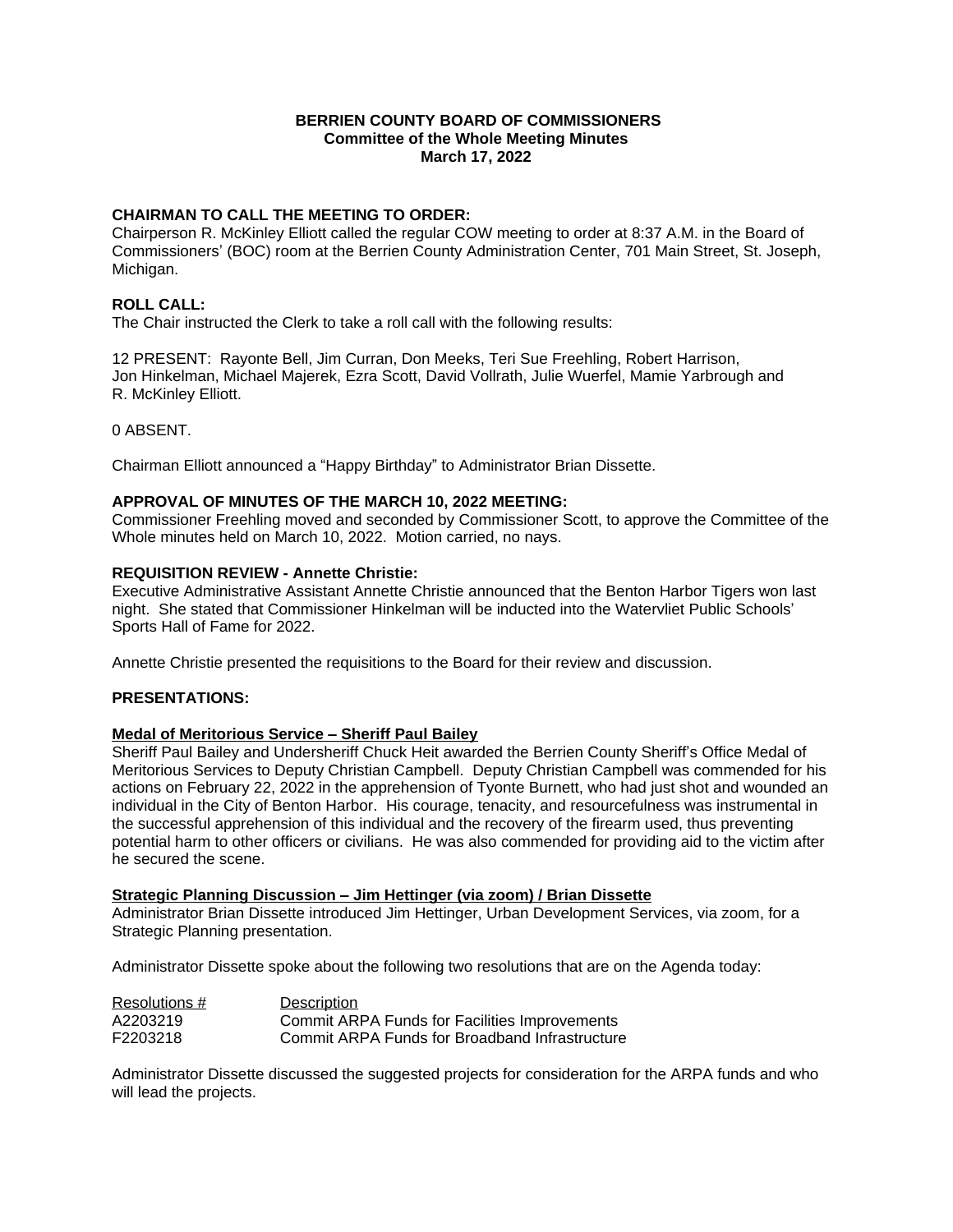# BERRIEN COUNTY BOARD OF COMMISSIONERS
## Committee of the Whole Meeting Minutes
## March 17, 2022

### CHAIRMAN TO CALL THE MEETING TO ORDER:

Chairperson R. McKinley Elliott called the regular COW meeting to order at 8:37 A.M. in the Board of Commissioners' (BOC) room at the Berrien County Administration Center, 701 Main Street, St. Joseph, Michigan.

### ROLL CALL:

The Chair instructed the Clerk to take a roll call with the following results:

12 PRESENT: Rayonte Bell, Jim Curran, Don Meeks, Teri Sue Freehling, Robert Harrison, Jon Hinkelman, Michael Majerek, Ezra Scott, David Vollrath, Julie Wuerfel, Mamie Yarbrough and R. McKinley Elliott.

0 ABSENT.

Chairman Elliott announced a "Happy Birthday" to Administrator Brian Dissette.

### APPROVAL OF MINUTES OF THE MARCH 10, 2022 MEETING:

Commissioner Freehling moved and seconded by Commissioner Scott, to approve the Committee of the Whole minutes held on March 10, 2022. Motion carried, no nays.

### REQUISITION REVIEW - Annette Christie:

Executive Administrative Assistant Annette Christie announced that the Benton Harbor Tigers won last night. She stated that Commissioner Hinkelman will be inducted into the Watervliet Public Schools' Sports Hall of Fame for 2022.

Annette Christie presented the requisitions to the Board for their review and discussion.

### PRESENTATIONS:

**Medal of Meritorious Service – Sheriff Paul Bailey**

Sheriff Paul Bailey and Undersheriff Chuck Heit awarded the Berrien County Sheriff's Office Medal of Meritorious Services to Deputy Christian Campbell. Deputy Christian Campbell was commended for his actions on February 22, 2022 in the apprehension of Tyonte Burnett, who had just shot and wounded an individual in the City of Benton Harbor. His courage, tenacity, and resourcefulness was instrumental in the successful apprehension of this individual and the recovery of the firearm used, thus preventing potential harm to other officers or civilians. He was also commended for providing aid to the victim after he secured the scene.

**Strategic Planning Discussion – Jim Hettinger (via zoom) / Brian Dissette**

Administrator Brian Dissette introduced Jim Hettinger, Urban Development Services, via zoom, for a Strategic Planning presentation.

Administrator Dissette spoke about the following two resolutions that are on the Agenda today:

| Resolutions # | Description |
|---|---|
| A2203219 | Commit ARPA Funds for Facilities Improvements |
| F2203218 | Commit ARPA Funds for Broadband Infrastructure |

Administrator Dissette discussed the suggested projects for consideration for the ARPA funds and who will lead the projects.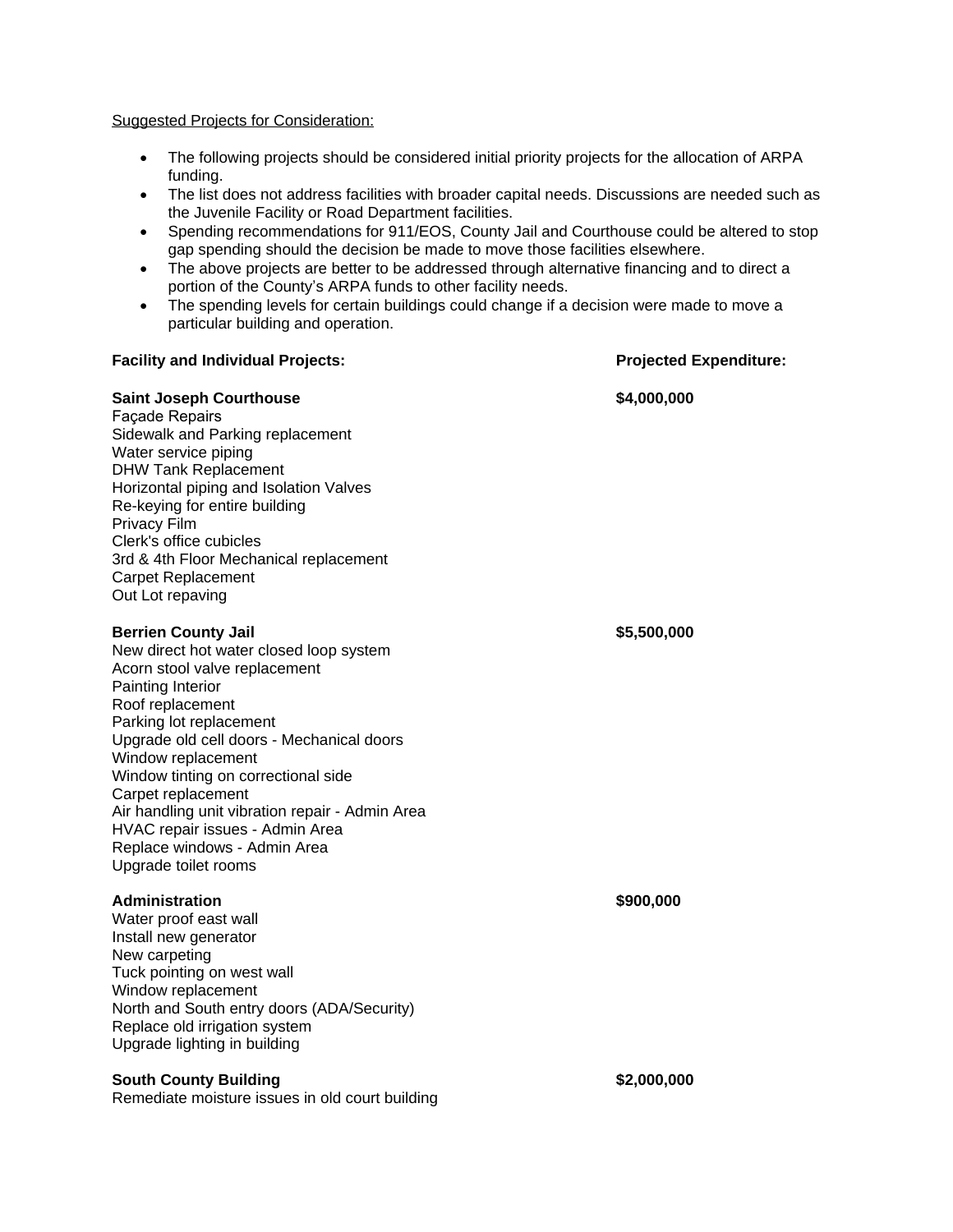<u>Suggested Projects for Consideration:</u>

- The following projects should be considered initial priority projects for the allocation of ARPA funding.
- The list does not address facilities with broader capital needs. Discussions are needed such as the Juvenile Facility or Road Department facilities.
- Spending recommendations for 911/EOS, County Jail and Courthouse could be altered to stop gap spending should the decision be made to move those facilities elsewhere.
- The above projects are better to be addressed through alternative financing and to direct a portion of the County's ARPA funds to other facility needs.
- The spending levels for certain buildings could change if a decision were made to move a particular building and operation.

| Facility and Individual Projects: | Projected Expenditure: |
| --- | --- |
| **Saint Joseph Courthouse** | **$4,000,000** |
| Façade Repairs | |
| Sidewalk and Parking replacement | |
| Water service piping | |
| DHW Tank Replacement | |
| Horizontal piping and Isolation Valves | |
| Re-keying for entire building | |
| Privacy Film | |
| Clerk's office cubicles | |
| 3rd & 4th Floor Mechanical replacement | |
| Carpet Replacement | |
| Out Lot repaving | |
| **Berrien County Jail** | **$5,500,000** |
| New direct hot water closed loop system | |
| Acorn stool valve replacement | |
| Painting Interior | |
| Roof replacement | |
| Parking lot replacement | |
| Upgrade old cell doors - Mechanical doors | |
| Window replacement | |
| Window tinting on correctional side | |
| Carpet replacement | |
| Air handling unit vibration repair - Admin Area | |
| HVAC repair issues - Admin Area | |
| Replace windows - Admin Area | |
| Upgrade toilet rooms | |
| **Administration** | **$900,000** |
| Water proof east wall | |
| Install new generator | |
| New carpeting | |
| Tuck pointing on west wall | |
| Window replacement | |
| North and South entry doors (ADA/Security) | |
| Replace old irrigation system | |
| Upgrade lighting in building | |
| **South County Building** | **$2,000,000** |
| Remediate moisture issues in old court building | |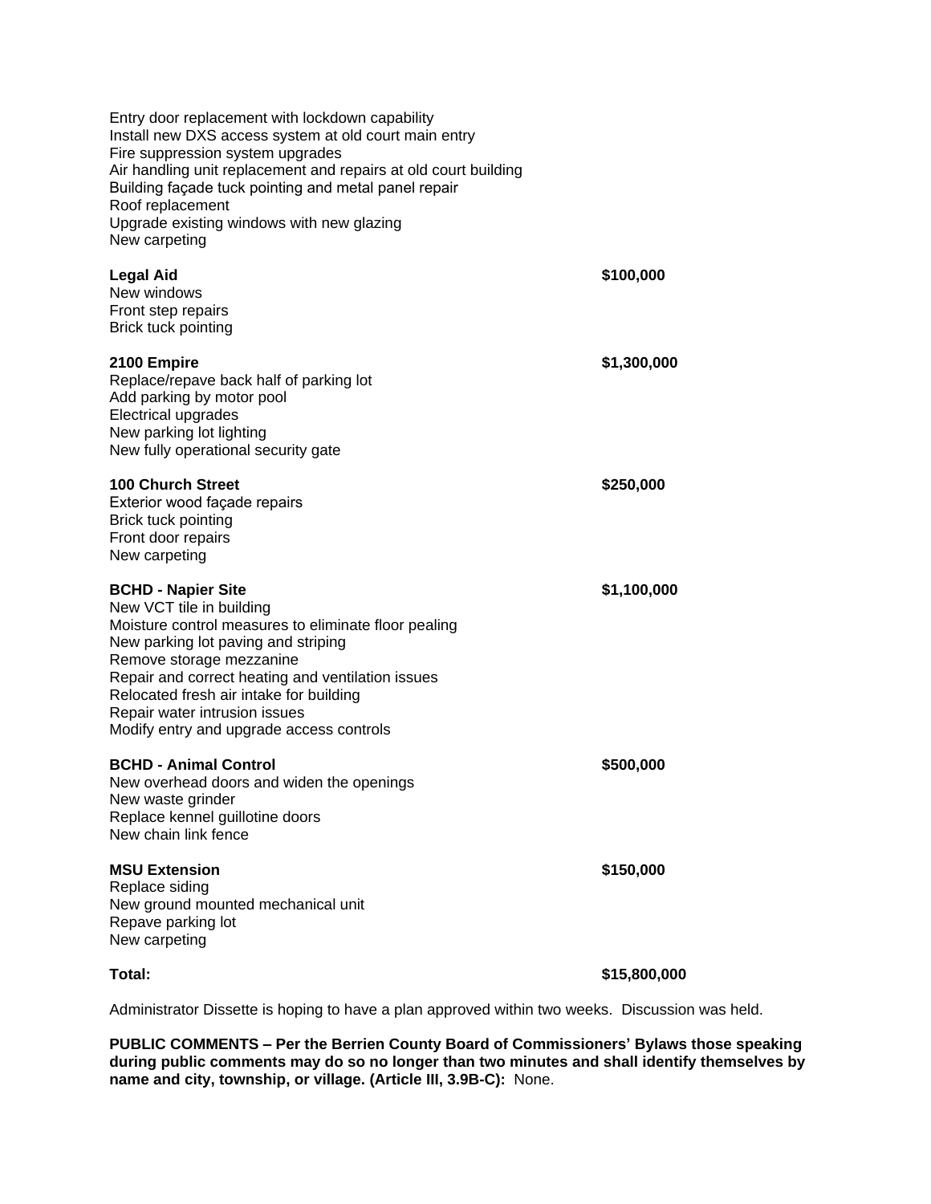Entry door replacement with lockdown capability
Install new DXS access system at old court main entry
Fire suppression system upgrades
Air handling unit replacement and repairs at old court building
Building façade tuck pointing and metal panel repair
Roof replacement
Upgrade existing windows with new glazing
New carpeting

**Legal Aid** **$100,000**
New windows
Front step repairs
Brick tuck pointing

**2100 Empire** **$1,300,000**
Replace/repave back half of parking lot
Add parking by motor pool
Electrical upgrades
New parking lot lighting
New fully operational security gate

**100 Church Street** **$250,000**
Exterior wood façade repairs
Brick tuck pointing
Front door repairs
New carpeting

**BCHD - Napier Site** **$1,100,000**
New VCT tile in building
Moisture control measures to eliminate floor pealing
New parking lot paving and striping
Remove storage mezzanine
Repair and correct heating and ventilation issues
Relocated fresh air intake for building
Repair water intrusion issues
Modify entry and upgrade access controls

**BCHD - Animal Control** **$500,000**
New overhead doors and widen the openings
New waste grinder
Replace kennel guillotine doors
New chain link fence

**MSU Extension** **$150,000**
Replace siding
New ground mounted mechanical unit
Repave parking lot
New carpeting

**Total:** **$15,800,000**

Administrator Dissette is hoping to have a plan approved within two weeks. Discussion was held.

**PUBLIC COMMENTS – Per the Berrien County Board of Commissioners' Bylaws those speaking during public comments may do so no longer than two minutes and shall identify themselves by name and city, township, or village. (Article III, 3.9B-C):** None.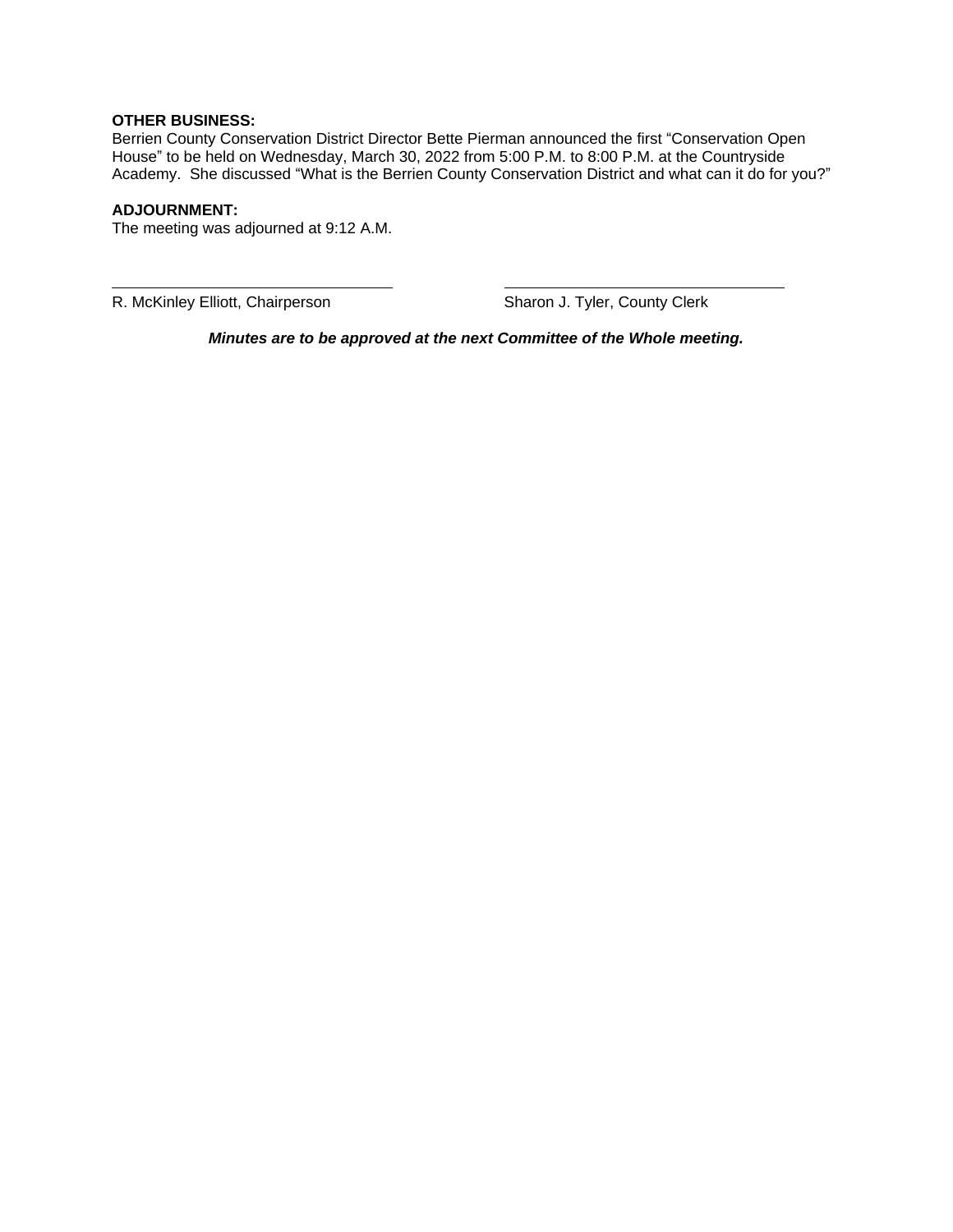**OTHER BUSINESS:**
Berrien County Conservation District Director Bette Pierman announced the first “Conservation Open House” to be held on Wednesday, March 30, 2022 from 5:00 P.M. to 8:00 P.M. at the Countryside Academy. She discussed “What is the Berrien County Conservation District and what can it do for you?”

**ADJOURNMENT:**
The meeting was adjourned at 9:12 A.M.

R. McKinley Elliott, Chairperson

Sharon J. Tyler, County Clerk

***Minutes are to be approved at the next Committee of the Whole meeting.***